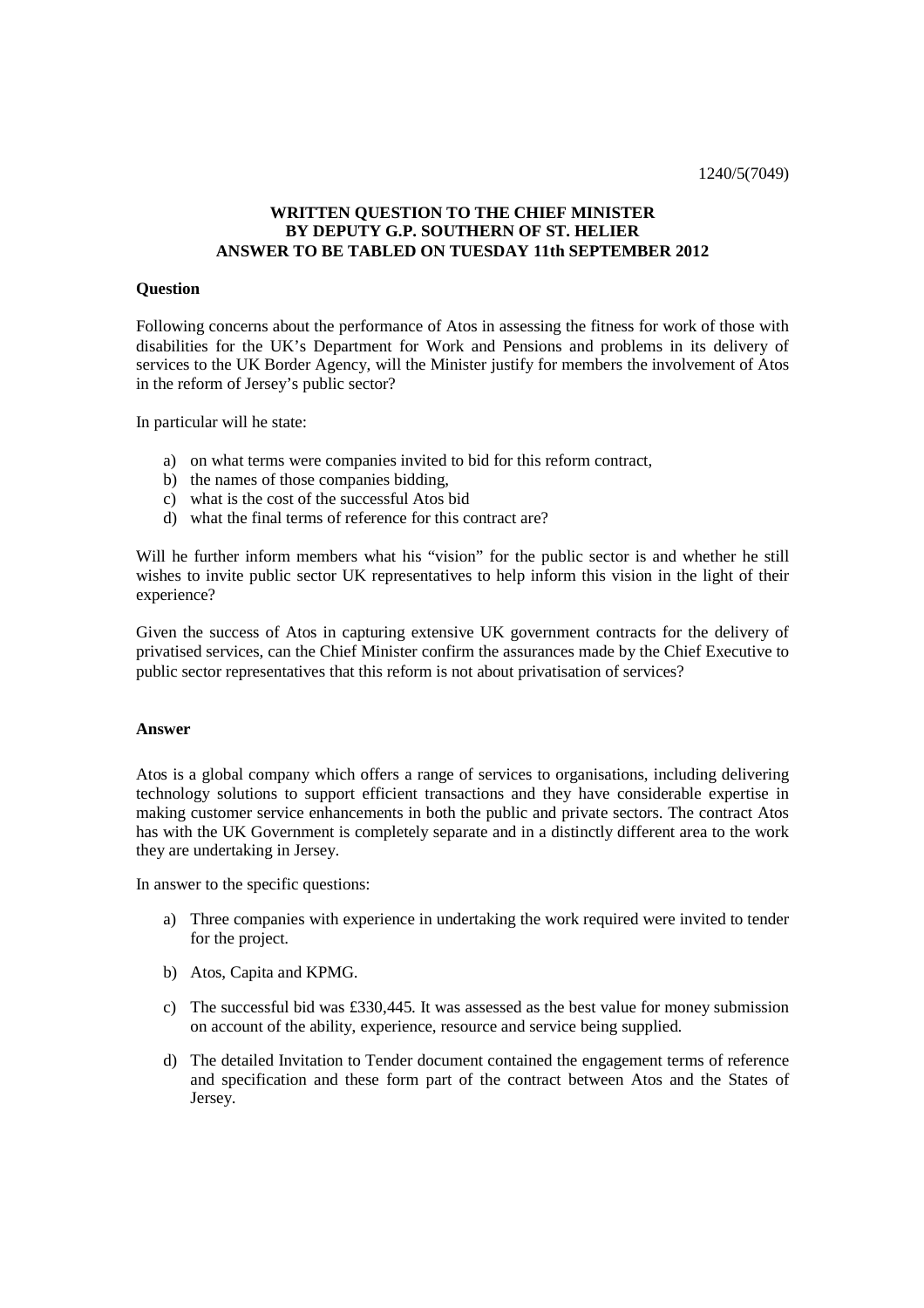1240/5(7049)

**WRITTEN QUESTION TO THE CHIEF MINISTER**
**BY DEPUTY G.P. SOUTHERN OF ST. HELIER**
**ANSWER TO BE TABLED ON TUESDAY 11th SEPTEMBER 2012**

**Question**

Following concerns about the performance of Atos in assessing the fitness for work of those with disabilities for the UK's Department for Work and Pensions and problems in its delivery of services to the UK Border Agency, will the Minister justify for members the involvement of Atos in the reform of Jersey's public sector?

In particular will he state:

a) on what terms were companies invited to bid for this reform contract,
b) the names of those companies bidding,
c) what is the cost of the successful Atos bid
d) what the final terms of reference for this contract are?

Will he further inform members what his "vision" for the public sector is and whether he still wishes to invite public sector UK representatives to help inform this vision in the light of their experience?

Given the success of Atos in capturing extensive UK government contracts for the delivery of privatised services, can the Chief Minister confirm the assurances made by the Chief Executive to public sector representatives that this reform is not about privatisation of services?

**Answer**

Atos is a global company which offers a range of services to organisations, including delivering technology solutions to support efficient transactions and they have considerable expertise in making customer service enhancements in both the public and private sectors. The contract Atos has with the UK Government is completely separate and in a distinctly different area to the work they are undertaking in Jersey.

In answer to the specific questions:

a) Three companies with experience in undertaking the work required were invited to tender for the project.

b) Atos, Capita and KPMG.

c) The successful bid was £330,445. It was assessed as the best value for money submission on account of the ability, experience, resource and service being supplied.

d) The detailed Invitation to Tender document contained the engagement terms of reference and specification and these form part of the contract between Atos and the States of Jersey.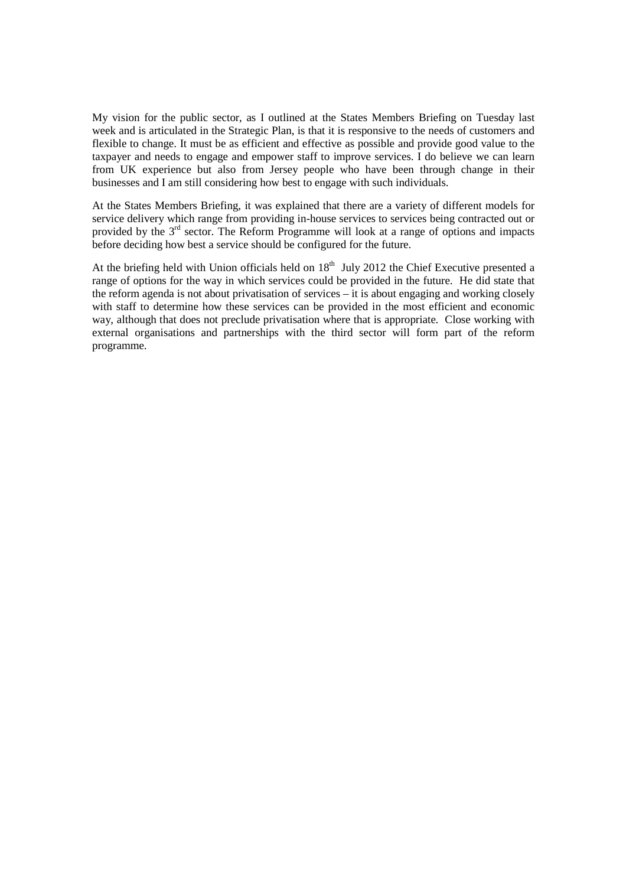My vision for the public sector, as I outlined at the States Members Briefing on Tuesday last week and is articulated in the Strategic Plan, is that it is responsive to the needs of customers and flexible to change. It must be as efficient and effective as possible and provide good value to the taxpayer and needs to engage and empower staff to improve services. I do believe we can learn from UK experience but also from Jersey people who have been through change in their businesses and I am still considering how best to engage with such individuals.

At the States Members Briefing, it was explained that there are a variety of different models for service delivery which range from providing in-house services to services being contracted out or provided by the 3rd sector. The Reform Programme will look at a range of options and impacts before deciding how best a service should be configured for the future.

At the briefing held with Union officials held on 18th July 2012 the Chief Executive presented a range of options for the way in which services could be provided in the future. He did state that the reform agenda is not about privatisation of services – it is about engaging and working closely with staff to determine how these services can be provided in the most efficient and economic way, although that does not preclude privatisation where that is appropriate. Close working with external organisations and partnerships with the third sector will form part of the reform programme.